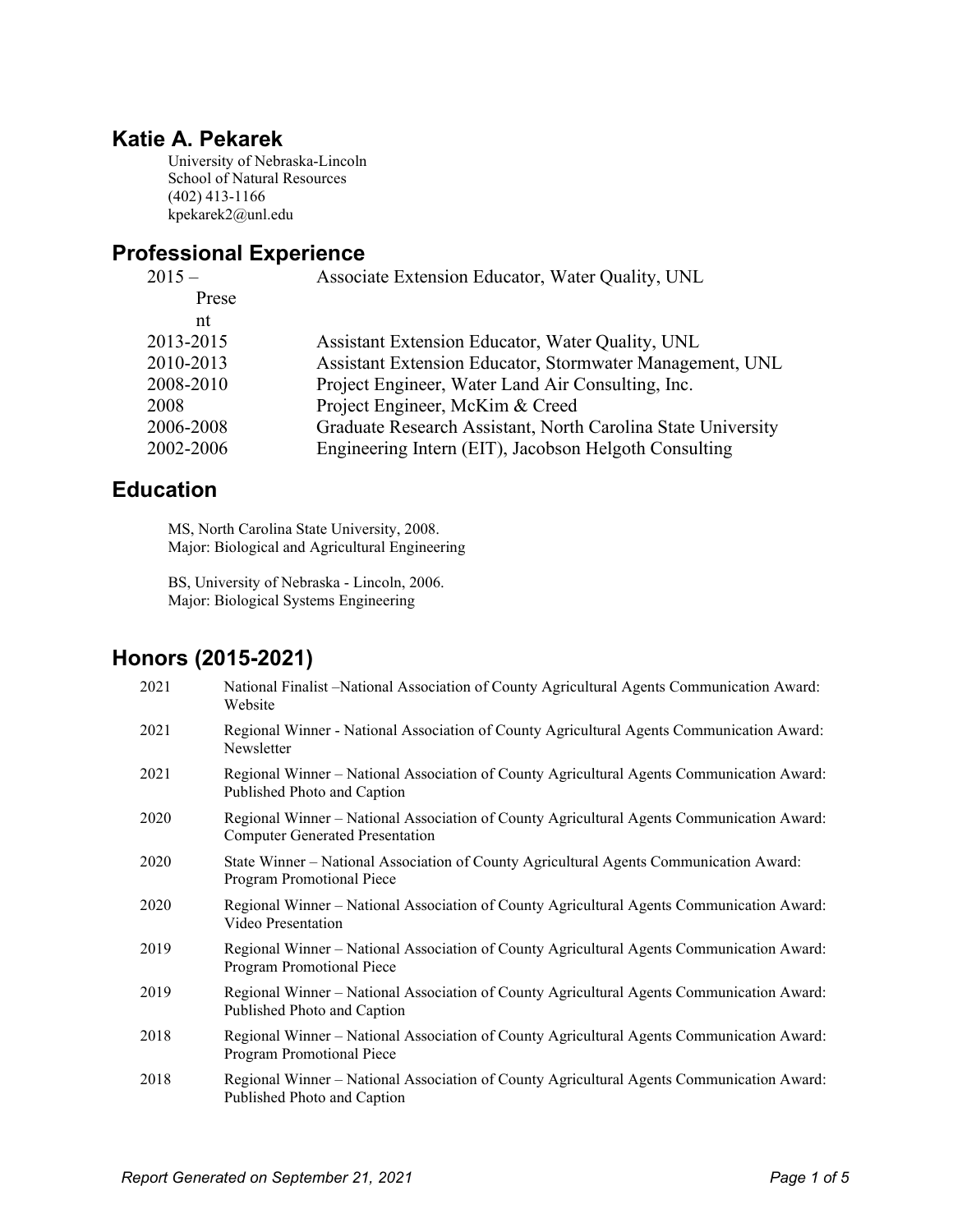# Katie A. Pekarek

University of Nebraska-Lincoln
School of Natural Resources
(402) 413-1166
kpekarek2@unl.edu

## Professional Experience

| | |
|---|---|
| 2015 – Present | Associate Extension Educator, Water Quality, UNL |
| 2013-2015 | Assistant Extension Educator, Water Quality, UNL |
| 2010-2013 | Assistant Extension Educator, Stormwater Management, UNL |
| 2008-2010 | Project Engineer, Water Land Air Consulting, Inc. |
| 2008 | Project Engineer, McKim & Creed |
| 2006-2008 | Graduate Research Assistant, North Carolina State University |
| 2002-2006 | Engineering Intern (EIT), Jacobson Helgoth Consulting |

## Education

MS, North Carolina State University, 2008.
Major: Biological and Agricultural Engineering

BS, University of Nebraska - Lincoln, 2006.
Major: Biological Systems Engineering

## Honors (2015-2021)

| | |
|---|---|
| 2021 | National Finalist –National Association of County Agricultural Agents Communication Award: Website |
| 2021 | Regional Winner - National Association of County Agricultural Agents Communication Award: Newsletter |
| 2021 | Regional Winner – National Association of County Agricultural Agents Communication Award: Published Photo and Caption |
| 2020 | Regional Winner – National Association of County Agricultural Agents Communication Award: Computer Generated Presentation |
| 2020 | State Winner – National Association of County Agricultural Agents Communication Award: Program Promotional Piece |
| 2020 | Regional Winner – National Association of County Agricultural Agents Communication Award: Video Presentation |
| 2019 | Regional Winner – National Association of County Agricultural Agents Communication Award: Program Promotional Piece |
| 2019 | Regional Winner – National Association of County Agricultural Agents Communication Award: Published Photo and Caption |
| 2018 | Regional Winner – National Association of County Agricultural Agents Communication Award: Program Promotional Piece |
| 2018 | Regional Winner – National Association of County Agricultural Agents Communication Award: Published Photo and Caption |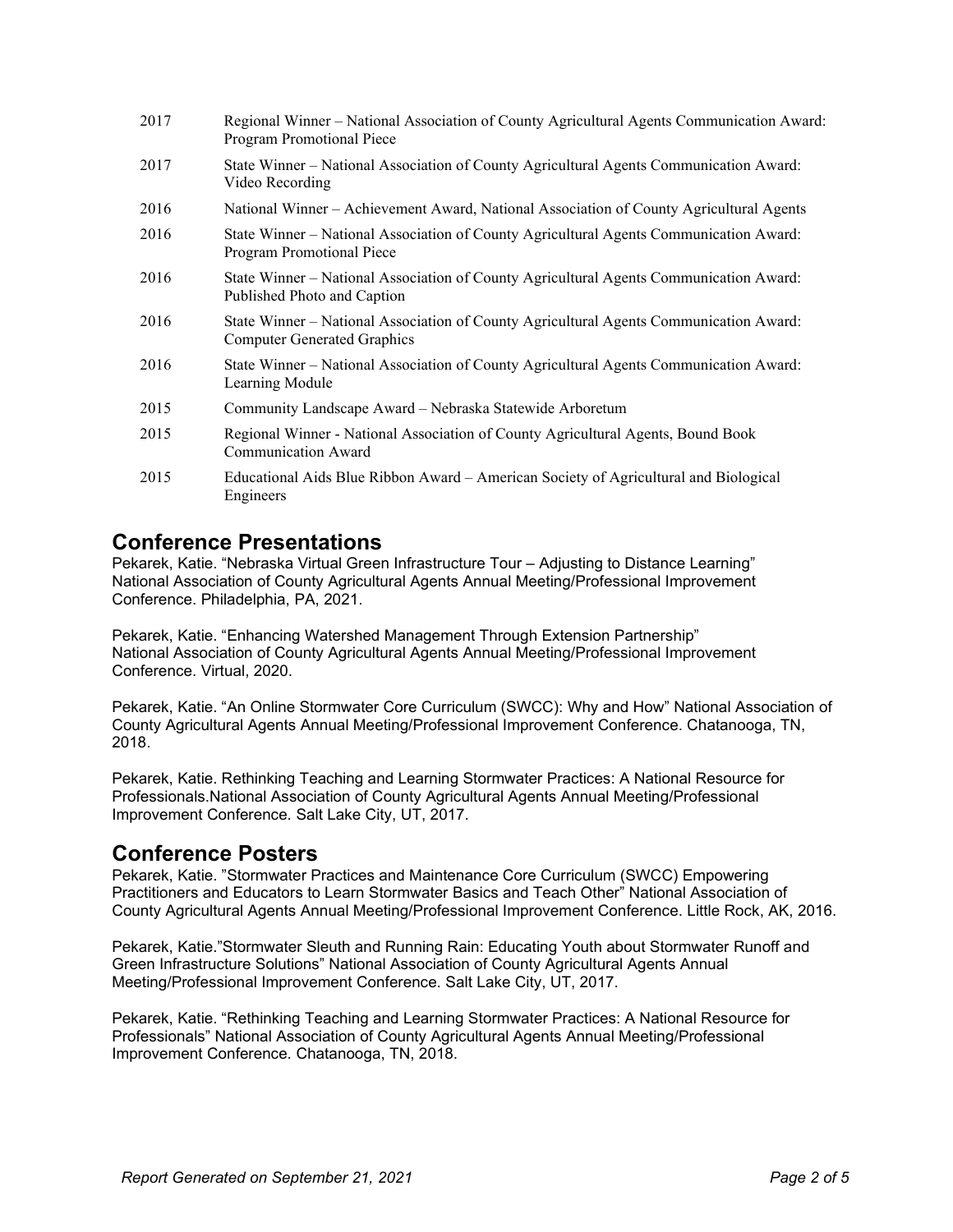| | |
|---|---|
| 2017 | Regional Winner – National Association of County Agricultural Agents Communication Award: Program Promotional Piece |
| 2017 | State Winner – National Association of County Agricultural Agents Communication Award: Video Recording |
| 2016 | National Winner – Achievement Award, National Association of County Agricultural Agents |
| 2016 | State Winner – National Association of County Agricultural Agents Communication Award: Program Promotional Piece |
| 2016 | State Winner – National Association of County Agricultural Agents Communication Award: Published Photo and Caption |
| 2016 | State Winner – National Association of County Agricultural Agents Communication Award: Computer Generated Graphics |
| 2016 | State Winner – National Association of County Agricultural Agents Communication Award: Learning Module |
| 2015 | Community Landscape Award – Nebraska Statewide Arboretum |
| 2015 | Regional Winner - National Association of County Agricultural Agents, Bound Book Communication Award |
| 2015 | Educational Aids Blue Ribbon Award – American Society of Agricultural and Biological Engineers |

## Conference Presentations

Pekarek, Katie. "Nebraska Virtual Green Infrastructure Tour – Adjusting to Distance Learning" National Association of County Agricultural Agents Annual Meeting/Professional Improvement Conference. Philadelphia, PA, 2021.

Pekarek, Katie. "Enhancing Watershed Management Through Extension Partnership" National Association of County Agricultural Agents Annual Meeting/Professional Improvement Conference. Virtual, 2020.

Pekarek, Katie. "An Online Stormwater Core Curriculum (SWCC): Why and How" National Association of County Agricultural Agents Annual Meeting/Professional Improvement Conference. Chatanooga, TN, 2018.

Pekarek, Katie. Rethinking Teaching and Learning Stormwater Practices: A National Resource for Professionals.National Association of County Agricultural Agents Annual Meeting/Professional Improvement Conference. Salt Lake City, UT, 2017.

## Conference Posters

Pekarek, Katie. "Stormwater Practices and Maintenance Core Curriculum (SWCC) Empowering Practitioners and Educators to Learn Stormwater Basics and Teach Other" National Association of County Agricultural Agents Annual Meeting/Professional Improvement Conference. Little Rock, AK, 2016.

Pekarek, Katie."Stormwater Sleuth and Running Rain: Educating Youth about Stormwater Runoff and Green Infrastructure Solutions" National Association of County Agricultural Agents Annual Meeting/Professional Improvement Conference. Salt Lake City, UT, 2017.

Pekarek, Katie. "Rethinking Teaching and Learning Stormwater Practices: A National Resource for Professionals" National Association of County Agricultural Agents Annual Meeting/Professional Improvement Conference. Chatanooga, TN, 2018.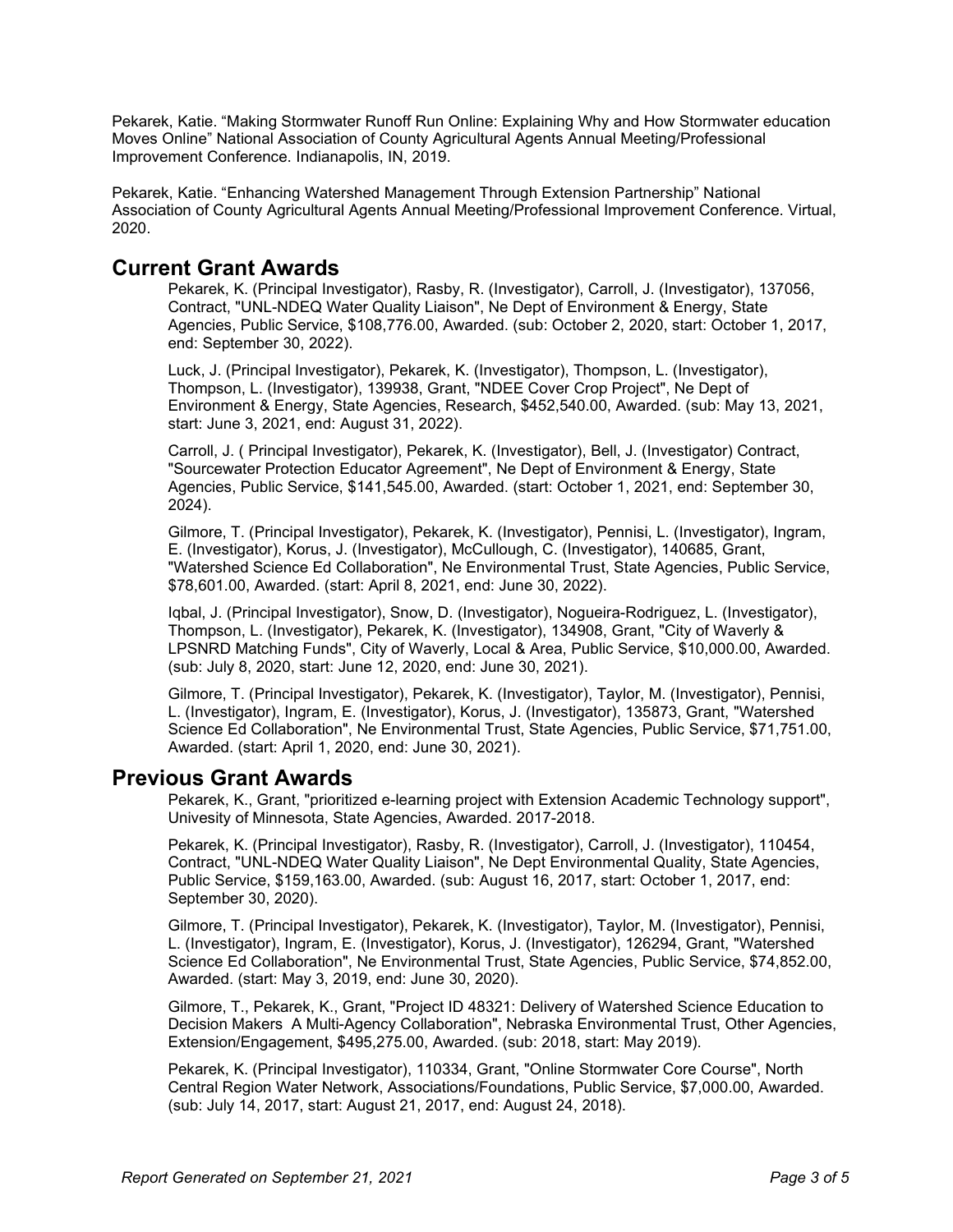Pekarek, Katie. “Making Stormwater Runoff Run Online: Explaining Why and How Stormwater education Moves Online” National Association of County Agricultural Agents Annual Meeting/Professional Improvement Conference. Indianapolis, IN, 2019.

Pekarek, Katie. “Enhancing Watershed Management Through Extension Partnership” National Association of County Agricultural Agents Annual Meeting/Professional Improvement Conference. Virtual, 2020.

## Current Grant Awards

Pekarek, K. (Principal Investigator), Rasby, R. (Investigator), Carroll, J. (Investigator), 137056, Contract, "UNL-NDEQ Water Quality Liaison", Ne Dept of Environment & Energy, State Agencies, Public Service, $108,776.00, Awarded. (sub: October 2, 2020, start: October 1, 2017, end: September 30, 2022).

Luck, J. (Principal Investigator), Pekarek, K. (Investigator), Thompson, L. (Investigator), Thompson, L. (Investigator), 139938, Grant, "NDEE Cover Crop Project", Ne Dept of Environment & Energy, State Agencies, Research, $452,540.00, Awarded. (sub: May 13, 2021, start: June 3, 2021, end: August 31, 2022).

Carroll, J. ( Principal Investigator), Pekarek, K. (Investigator), Bell, J. (Investigator) Contract, "Sourcewater Protection Educator Agreement", Ne Dept of Environment & Energy, State Agencies, Public Service, $141,545.00, Awarded. (start: October 1, 2021, end: September 30, 2024).

Gilmore, T. (Principal Investigator), Pekarek, K. (Investigator), Pennisi, L. (Investigator), Ingram, E. (Investigator), Korus, J. (Investigator), McCullough, C. (Investigator), 140685, Grant, "Watershed Science Ed Collaboration", Ne Environmental Trust, State Agencies, Public Service, $78,601.00, Awarded. (start: April 8, 2021, end: June 30, 2022).

Iqbal, J. (Principal Investigator), Snow, D. (Investigator), Nogueira-Rodriguez, L. (Investigator), Thompson, L. (Investigator), Pekarek, K. (Investigator), 134908, Grant, "City of Waverly & LPSNRD Matching Funds", City of Waverly, Local & Area, Public Service, $10,000.00, Awarded. (sub: July 8, 2020, start: June 12, 2020, end: June 30, 2021).

Gilmore, T. (Principal Investigator), Pekarek, K. (Investigator), Taylor, M. (Investigator), Pennisi, L. (Investigator), Ingram, E. (Investigator), Korus, J. (Investigator), 135873, Grant, "Watershed Science Ed Collaboration", Ne Environmental Trust, State Agencies, Public Service, $71,751.00, Awarded. (start: April 1, 2020, end: June 30, 2021).

## Previous Grant Awards

Pekarek, K., Grant, "prioritized e-learning project with Extension Academic Technology support", Univesity of Minnesota, State Agencies, Awarded. 2017-2018.

Pekarek, K. (Principal Investigator), Rasby, R. (Investigator), Carroll, J. (Investigator), 110454, Contract, "UNL-NDEQ Water Quality Liaison", Ne Dept Environmental Quality, State Agencies, Public Service, $159,163.00, Awarded. (sub: August 16, 2017, start: October 1, 2017, end: September 30, 2020).

Gilmore, T. (Principal Investigator), Pekarek, K. (Investigator), Taylor, M. (Investigator), Pennisi, L. (Investigator), Ingram, E. (Investigator), Korus, J. (Investigator), 126294, Grant, "Watershed Science Ed Collaboration", Ne Environmental Trust, State Agencies, Public Service, $74,852.00, Awarded. (start: May 3, 2019, end: June 30, 2020).

Gilmore, T., Pekarek, K., Grant, "Project ID 48321: Delivery of Watershed Science Education to Decision Makers A Multi-Agency Collaboration", Nebraska Environmental Trust, Other Agencies, Extension/Engagement, $495,275.00, Awarded. (sub: 2018, start: May 2019).

Pekarek, K. (Principal Investigator), 110334, Grant, "Online Stormwater Core Course", North Central Region Water Network, Associations/Foundations, Public Service, $7,000.00, Awarded. (sub: July 14, 2017, start: August 21, 2017, end: August 24, 2018).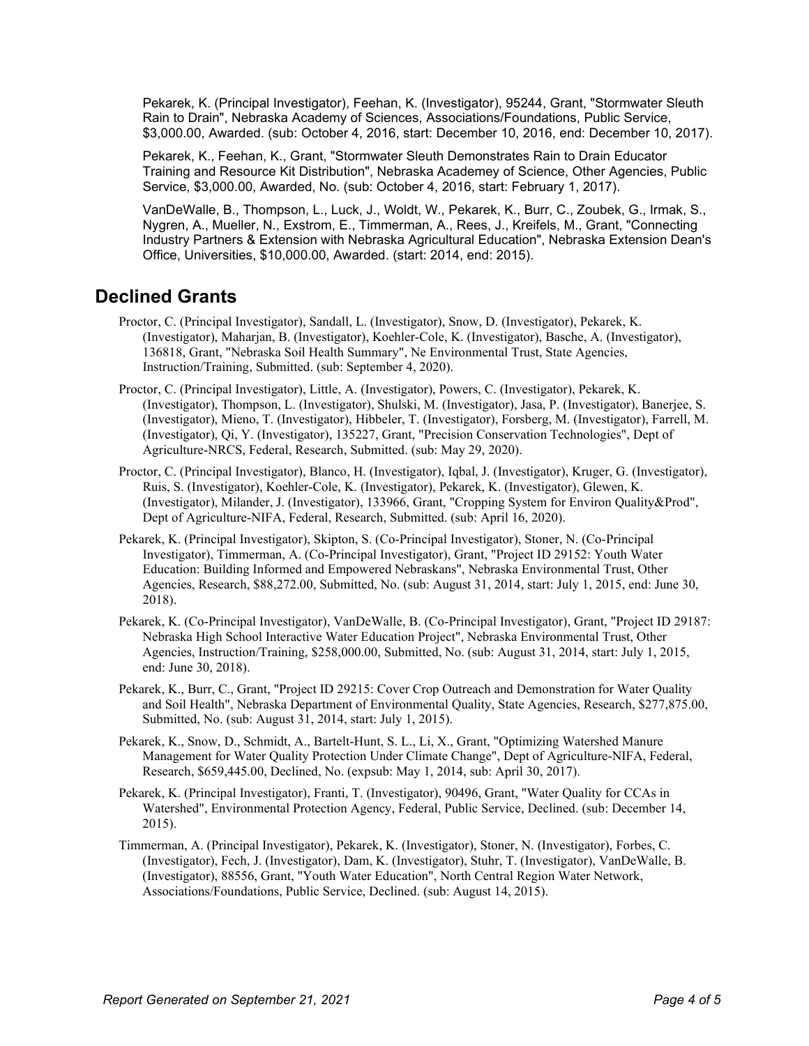Pekarek, K. (Principal Investigator), Feehan, K. (Investigator), 95244, Grant, "Stormwater Sleuth Rain to Drain", Nebraska Academy of Sciences, Associations/Foundations, Public Service, $3,000.00, Awarded. (sub: October 4, 2016, start: December 10, 2016, end: December 10, 2017).

Pekarek, K., Feehan, K., Grant, "Stormwater Sleuth Demonstrates Rain to Drain Educator Training and Resource Kit Distribution", Nebraska Academey of Science, Other Agencies, Public Service, $3,000.00, Awarded, No. (sub: October 4, 2016, start: February 1, 2017).

VanDeWalle, B., Thompson, L., Luck, J., Woldt, W., Pekarek, K., Burr, C., Zoubek, G., Irmak, S., Nygren, A., Mueller, N., Exstrom, E., Timmerman, A., Rees, J., Kreifels, M., Grant, "Connecting Industry Partners & Extension with Nebraska Agricultural Education", Nebraska Extension Dean's Office, Universities, $10,000.00, Awarded. (start: 2014, end: 2015).

## Declined Grants

Proctor, C. (Principal Investigator), Sandall, L. (Investigator), Snow, D. (Investigator), Pekarek, K. (Investigator), Maharjan, B. (Investigator), Koehler-Cole, K. (Investigator), Basche, A. (Investigator), 136818, Grant, "Nebraska Soil Health Summary", Ne Environmental Trust, State Agencies, Instruction/Training, Submitted. (sub: September 4, 2020).

Proctor, C. (Principal Investigator), Little, A. (Investigator), Powers, C. (Investigator), Pekarek, K. (Investigator), Thompson, L. (Investigator), Shulski, M. (Investigator), Jasa, P. (Investigator), Banerjee, S. (Investigator), Mieno, T. (Investigator), Hibbeler, T. (Investigator), Forsberg, M. (Investigator), Farrell, M. (Investigator), Qi, Y. (Investigator), 135227, Grant, "Precision Conservation Technologies", Dept of Agriculture-NRCS, Federal, Research, Submitted. (sub: May 29, 2020).

Proctor, C. (Principal Investigator), Blanco, H. (Investigator), Iqbal, J. (Investigator), Kruger, G. (Investigator), Ruis, S. (Investigator), Koehler-Cole, K. (Investigator), Pekarek, K. (Investigator), Glewen, K. (Investigator), Milander, J. (Investigator), 133966, Grant, "Cropping System for Environ Quality&Prod", Dept of Agriculture-NIFA, Federal, Research, Submitted. (sub: April 16, 2020).

Pekarek, K. (Principal Investigator), Skipton, S. (Co-Principal Investigator), Stoner, N. (Co-Principal Investigator), Timmerman, A. (Co-Principal Investigator), Grant, "Project ID 29152: Youth Water Education: Building Informed and Empowered Nebraskans", Nebraska Environmental Trust, Other Agencies, Research, $88,272.00, Submitted, No. (sub: August 31, 2014, start: July 1, 2015, end: June 30, 2018).

Pekarek, K. (Co-Principal Investigator), VanDeWalle, B. (Co-Principal Investigator), Grant, "Project ID 29187: Nebraska High School Interactive Water Education Project", Nebraska Environmental Trust, Other Agencies, Instruction/Training, $258,000.00, Submitted, No. (sub: August 31, 2014, start: July 1, 2015, end: June 30, 2018).

Pekarek, K., Burr, C., Grant, "Project ID 29215: Cover Crop Outreach and Demonstration for Water Quality and Soil Health", Nebraska Department of Environmental Quality, State Agencies, Research, $277,875.00, Submitted, No. (sub: August 31, 2014, start: July 1, 2015).

Pekarek, K., Snow, D., Schmidt, A., Bartelt-Hunt, S. L., Li, X., Grant, "Optimizing Watershed Manure Management for Water Quality Protection Under Climate Change", Dept of Agriculture-NIFA, Federal, Research, $659,445.00, Declined, No. (expsub: May 1, 2014, sub: April 30, 2017).

Pekarek, K. (Principal Investigator), Franti, T. (Investigator), 90496, Grant, "Water Quality for CCAs in Watershed", Environmental Protection Agency, Federal, Public Service, Declined. (sub: December 14, 2015).

Timmerman, A. (Principal Investigator), Pekarek, K. (Investigator), Stoner, N. (Investigator), Forbes, C. (Investigator), Fech, J. (Investigator), Dam, K. (Investigator), Stuhr, T. (Investigator), VanDeWalle, B. (Investigator), 88556, Grant, "Youth Water Education", North Central Region Water Network, Associations/Foundations, Public Service, Declined. (sub: August 14, 2015).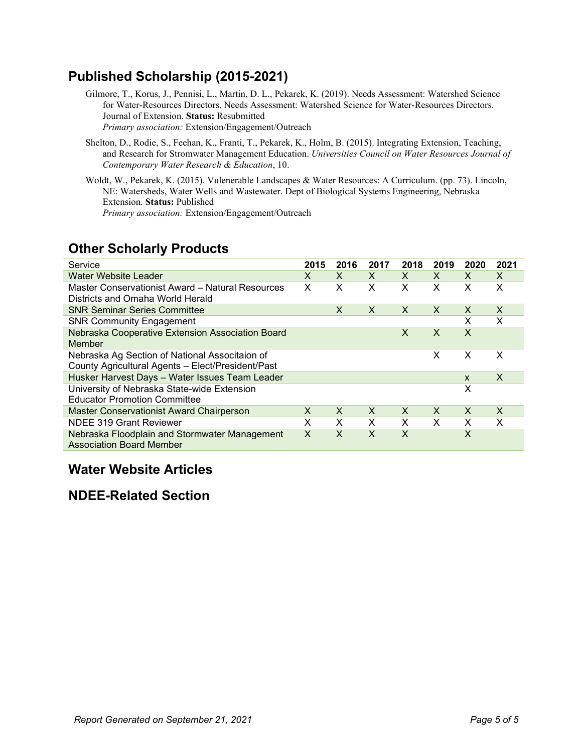## Published Scholarship (2015-2021)

Gilmore, T., Korus, J., Pennisi, L., Martin, D. L., Pekarek, K. (2019). Needs Assessment: Watershed Science for Water-Resources Directors. Needs Assessment: Watershed Science for Water-Resources Directors. Journal of Extension. **Status:** Resubmitted
*Primary association:* Extension/Engagement/Outreach

Shelton, D., Rodie, S., Feehan, K., Franti, T., Pekarek, K., Holm, B. (2015). Integrating Extension, Teaching, and Research for Stromwater Management Education. *Universities Council on Water Resources Journal of Contemporary Water Research & Education*, 10.

Woldt, W., Pekarek, K. (2015). Vulenerable Landscapes & Water Resources: A Curriculum. (pp. 73). Lincoln, NE: Watersheds, Water Wells and Wastewater. Dept of Biological Systems Engineering, Nebraska Extension. **Status:** Published
*Primary association:* Extension/Engagement/Outreach

## Other Scholarly Products

| Service | 2015 | 2016 | 2017 | 2018 | 2019 | 2020 | 2021 |
|---|---|---|---|---|---|---|---|
| Water Website Leader | X | X | X | X | X | X | X |
| Master Conservationist Award – Natural Resources Districts and Omaha World Herald | X | X | X | X | X | X | X |
| SNR Seminar Series Committee | | X | X | X | X | X | X |
| SNR Community Engagement | | | | | | X | X |
| Nebraska Cooperative Extension Association Board Member | | | | X | X | X | |
| Nebraska Ag Section of National Associtaion of County Agricultural Agents – Elect/President/Past | | | | | X | X | X |
| Husker Harvest Days – Water Issues Team Leader | | | | | | x | X |
| University of Nebraska State-wide Extension Educator Promotion Committee | | | | | | X | |
| Master Conservationist Award Chairperson | X | X | X | X | X | X | X |
| NDEE 319 Grant Reviewer | X | X | X | X | X | X | X |
| Nebraska Floodplain and Stormwater Management Association Board Member | X | X | X | X | | X | |

## Water Website Articles

## NDEE-Related Section